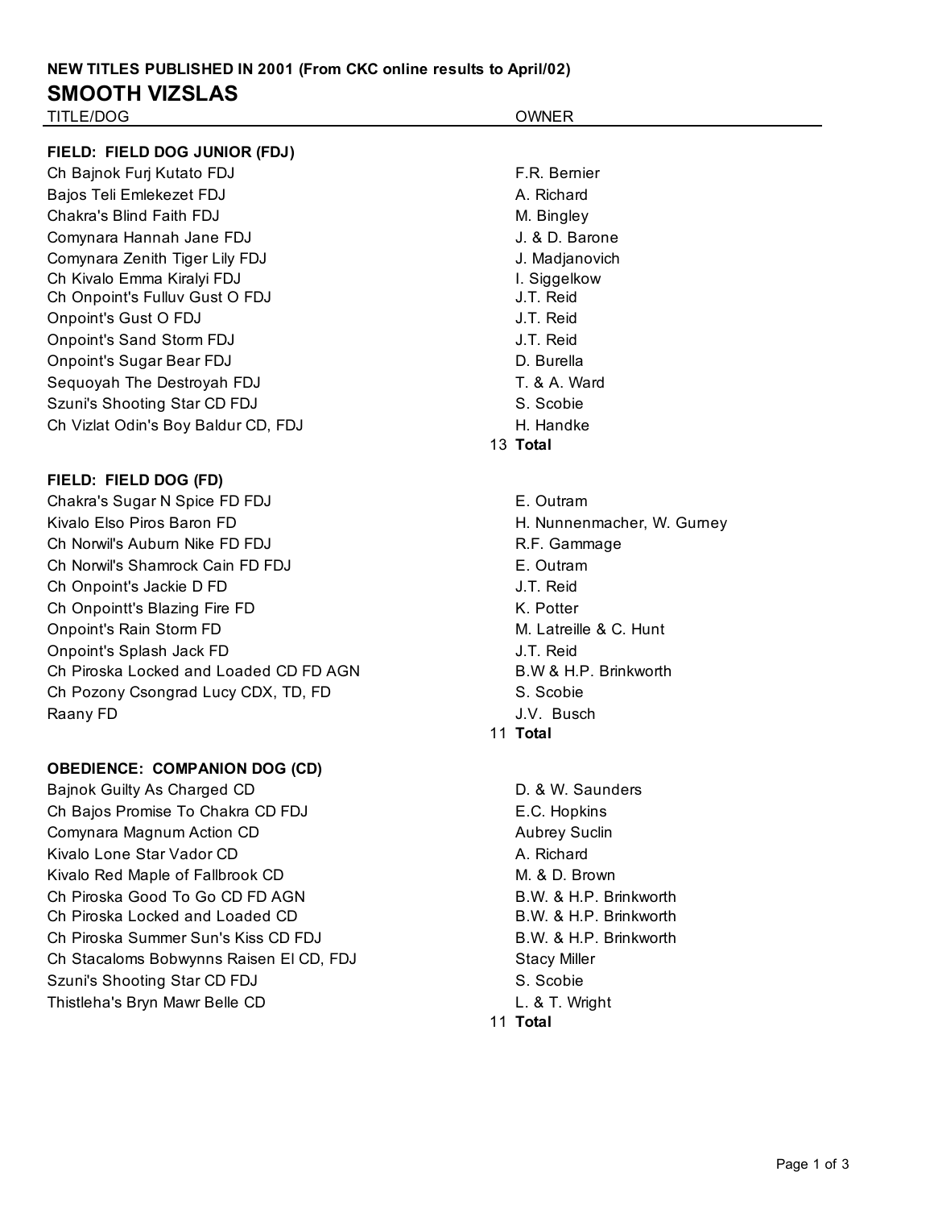**NEW TITLES PUBLISHED IN 2001 (From CKC online results to April/02)**

# SMOOTH VIZSLAS

| TITLE/DOG | OWNER |
|---|---|
| **FIELD: FIELD DOG JUNIOR (FDJ)** | |
| Ch Bajnok Furj Kutato FDJ | F.R. Bernier |
| Bajos Teli Emlekezet FDJ | A. Richard |
| Chakra's Blind Faith FDJ | M. Bingley |
| Comynara Hannah Jane FDJ | J. & D. Barone |
| Comynara Zenith Tiger Lily FDJ | J. Madjanovich |
| Ch Kivalo Emma Kiralyi FDJ | I. Siggelkow |
| Ch Onpoint's Fulluv Gust O FDJ | J.T. Reid |
| Onpoint's Gust O FDJ | J.T. Reid |
| Onpoint's Sand Storm FDJ | J.T. Reid |
| Onpoint's Sugar Bear FDJ | D. Burella |
| Sequoyah The Destroyah FDJ | T. & A. Ward |
| Szuni's Shooting Star CD FDJ | S. Scobie |
| Ch Vizlat Odin's Boy Baldur CD, FDJ | H. Handke |
| 13 | **Total** |
| **FIELD: FIELD DOG (FD)** | |
| Chakra's Sugar N Spice FD FDJ | E. Outram |
| Kivalo Elso Piros Baron FD | H. Nunnenmacher, W. Gurney |
| Ch Norwil's Auburn Nike FD FDJ | R.F. Gammage |
| Ch Norwil's Shamrock Cain FD FDJ | E. Outram |
| Ch Onpoint's Jackie D FD | J.T. Reid |
| Ch Onpointt's Blazing Fire FD | K. Potter |
| Onpoint's Rain Storm FD | M. Latreille & C. Hunt |
| Onpoint's Splash Jack FD | J.T. Reid |
| Ch Piroska Locked and Loaded CD FD AGN | B.W & H.P. Brinkworth |
| Ch Pozony Csongrad Lucy CDX, TD, FD | S. Scobie |
| Raany FD | J.V. Busch |
| 11 | **Total** |
| **OBEDIENCE: COMPANION DOG (CD)** | |
| Bajnok Guilty As Charged CD | D. & W. Saunders |
| Ch Bajos Promise To Chakra CD FDJ | E.C. Hopkins |
| Comynara Magnum Action CD | Aubrey Suclin |
| Kivalo Lone Star Vador CD | A. Richard |
| Kivalo Red Maple of Fallbrook CD | M. & D. Brown |
| Ch Piroska Good To Go CD FD AGN | B.W. & H.P. Brinkworth |
| Ch Piroska Locked and Loaded CD | B.W. & H.P. Brinkworth |
| Ch Piroska Summer Sun's Kiss CD FDJ | B.W. & H.P. Brinkworth |
| Ch Stacaloms Bobwynns Raisen El CD, FDJ | Stacy Miller |
| Szuni's Shooting Star CD FDJ | S. Scobie |
| Thistleha's Bryn Mawr Belle CD | L. & T. Wright |
| 11 | **Total** |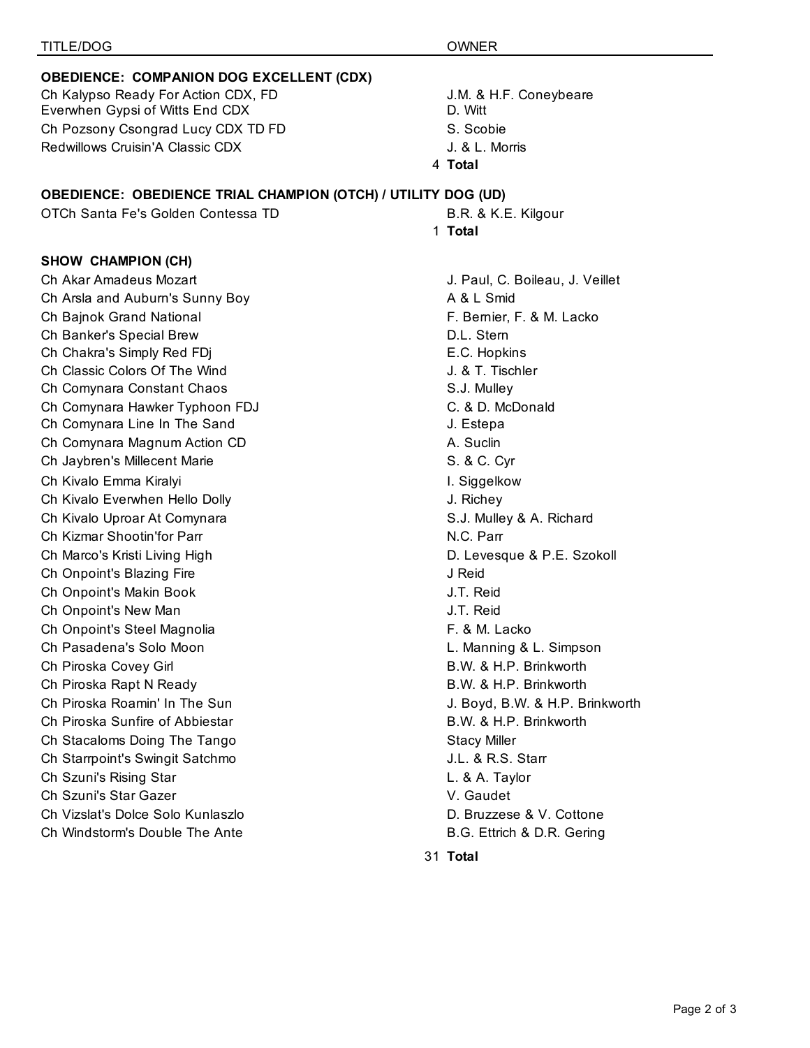| TITLE/DOG | OWNER |
|---|---|
| **OBEDIENCE: COMPANION DOG EXCELLENT (CDX)** | |
| Ch Kalypso Ready For Action CDX, FD | J.M. & H.F. Coneybeare |
| Everwhen Gypsi of Witts End CDX | D. Witt |
| Ch Pozsony Csongrad Lucy CDX TD FD | S. Scobie |
| Redwillows Cruisin'A Classic CDX | J. & L. Morris |
| 4 | **Total** |
| **OBEDIENCE: OBEDIENCE TRIAL CHAMPION (OTCH) / UTILITY DOG (UD)** | |
| OTCh Santa Fe's Golden Contessa TD | B.R. & K.E. Kilgour |
| 1 | **Total** |
| **SHOW CHAMPION (CH)** | |
| Ch Akar Amadeus Mozart | J. Paul, C. Boileau, J. Veillet |
| Ch Arsla and Auburn's Sunny Boy | A & L Smid |
| Ch Bajnok Grand National | F. Bernier, F. & M. Lacko |
| Ch Banker's Special Brew | D.L. Stern |
| Ch Chakra's Simply Red FDj | E.C. Hopkins |
| Ch Classic Colors Of The Wind | J. & T. Tischler |
| Ch Comynara Constant Chaos | S.J. Mulley |
| Ch Comynara Hawker Typhoon FDJ | C. & D. McDonald |
| Ch Comynara Line In The Sand | J. Estepa |
| Ch Comynara Magnum Action CD | A. Suclin |
| Ch Jaybren's Millecent Marie | S. & C. Cyr |
| Ch Kivalo Emma Kiralyi | I. Siggelkow |
| Ch Kivalo Everwhen Hello Dolly | J. Richey |
| Ch Kivalo Uproar At Comynara | S.J. Mulley & A. Richard |
| Ch Kizmar Shootin'for Parr | N.C. Parr |
| Ch Marco's Kristi Living High | D. Levesque & P.E. Szokoll |
| Ch Onpoint's Blazing Fire | J Reid |
| Ch Onpoint's Makin Book | J.T. Reid |
| Ch Onpoint's New Man | J.T. Reid |
| Ch Onpoint's Steel Magnolia | F. & M. Lacko |
| Ch Pasadena's Solo Moon | L. Manning & L. Simpson |
| Ch Piroska Covey Girl | B.W. & H.P. Brinkworth |
| Ch Piroska Rapt N Ready | B.W. & H.P. Brinkworth |
| Ch Piroska Roamin' In The Sun | J. Boyd, B.W. & H.P. Brinkworth |
| Ch Piroska Sunfire of Abbiestar | B.W. & H.P. Brinkworth |
| Ch Stacaloms Doing The Tango | Stacy Miller |
| Ch Starrpoint's Swingit Satchmo | J.L. & R.S. Starr |
| Ch Szuni's Rising Star | L. & A. Taylor |
| Ch Szuni's Star Gazer | V. Gaudet |
| Ch Vizslat's Dolce Solo Kunlaszlo | D. Bruzzese & V. Cottone |
| Ch Windstorm's Double The Ante | B.G. Ettrich & D.R. Gering |
| 31 | **Total** |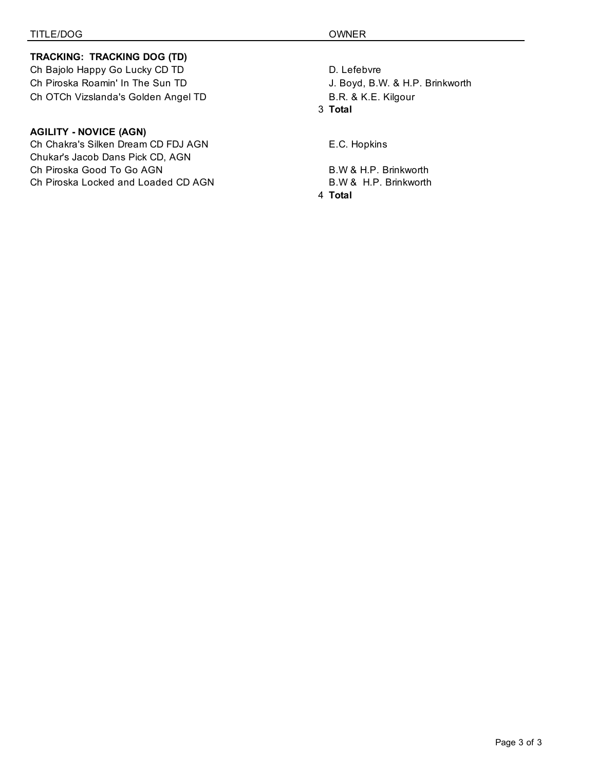| TITLE/DOG | OWNER |
| --- | --- |
| **TRACKING: TRACKING DOG (TD)** | |
| Ch Bajolo Happy Go Lucky CD TD | D. Lefebvre |
| Ch Piroska Roamin' In The Sun TD | J. Boyd, B.W. & H.P. Brinkworth |
| Ch OTCh Vizslanda's Golden Angel TD | B.R. & K.E. Kilgour |
| | 3 **Total** |
| **AGILITY - NOVICE (AGN)** | |
| Ch Chakra's Silken Dream CD FDJ AGN | E.C. Hopkins |
| Chukar's Jacob Dans Pick CD, AGN | |
| Ch Piroska Good To Go AGN | B.W & H.P. Brinkworth |
| Ch Piroska Locked and Loaded CD AGN | B.W & H.P. Brinkworth |
| | 4 **Total** |